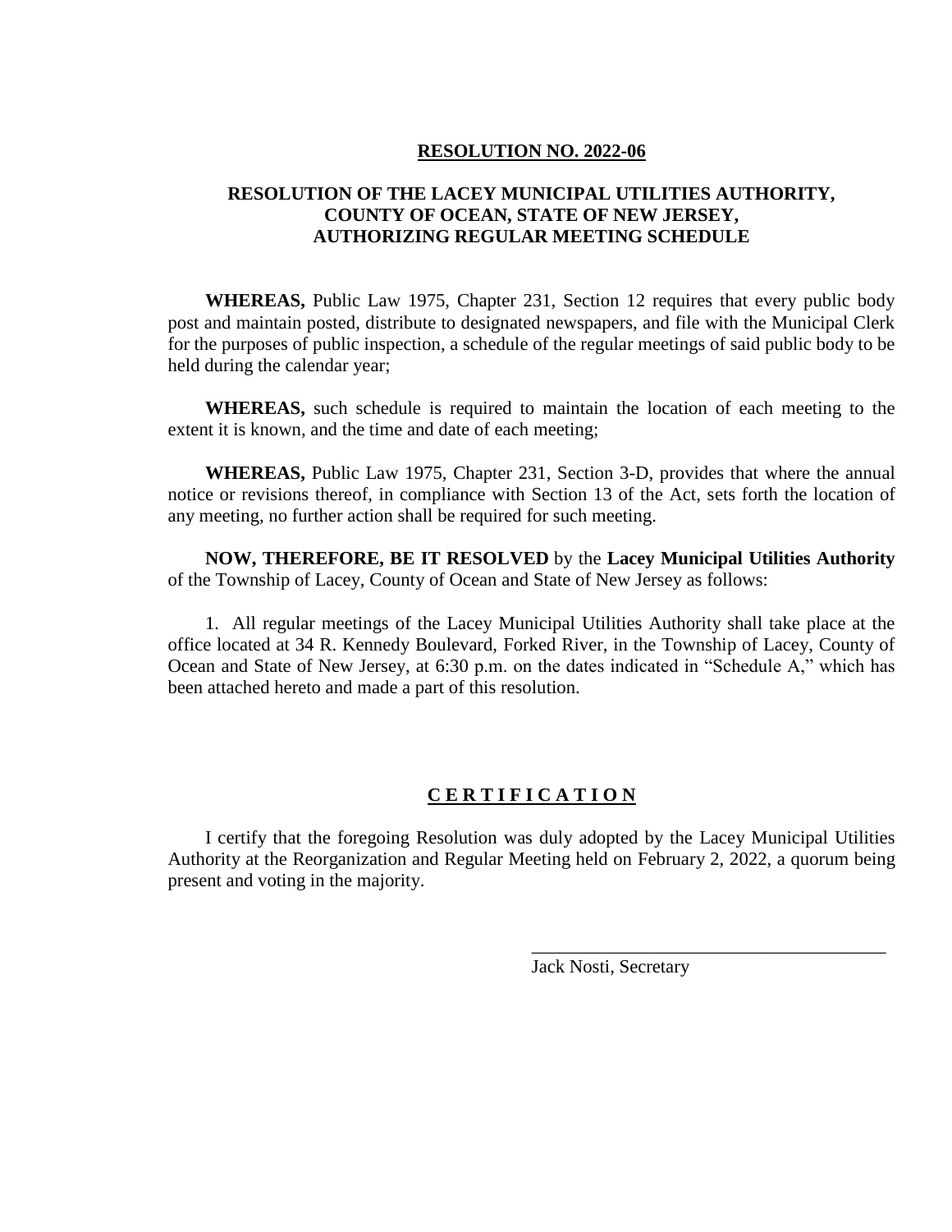## RESOLUTION NO. 2022-06

### RESOLUTION OF THE LACEY MUNICIPAL UTILITIES AUTHORITY, COUNTY OF OCEAN, STATE OF NEW JERSEY, AUTHORIZING REGULAR MEETING SCHEDULE

**WHEREAS,** Public Law 1975, Chapter 231, Section 12 requires that every public body post and maintain posted, distribute to designated newspapers, and file with the Municipal Clerk for the purposes of public inspection, a schedule of the regular meetings of said public body to be held during the calendar year;

**WHEREAS,** such schedule is required to maintain the location of each meeting to the extent it is known, and the time and date of each meeting;

**WHEREAS,** Public Law 1975, Chapter 231, Section 3-D, provides that where the annual notice or revisions thereof, in compliance with Section 13 of the Act, sets forth the location of any meeting, no further action shall be required for such meeting.

**NOW, THEREFORE, BE IT RESOLVED** by the **Lacey Municipal Utilities Authority** of the Township of Lacey, County of Ocean and State of New Jersey as follows:

1. All regular meetings of the Lacey Municipal Utilities Authority shall take place at the office located at 34 R. Kennedy Boulevard, Forked River, in the Township of Lacey, County of Ocean and State of New Jersey, at 6:30 p.m. on the dates indicated in "Schedule A," which has been attached hereto and made a part of this resolution.

## C E R T I F I C A T I O N

I certify that the foregoing Resolution was duly adopted by the Lacey Municipal Utilities Authority at the Reorganization and Regular Meeting held on February 2, 2022, a quorum being present and voting in the majority.

\_\_\_\_\_\_\_\_\_\_\_\_\_\_\_\_\_\_\_\_\_\_\_\_\_\_\_\_\_\_\_\_\_\_\_\_\_\_\_

Jack Nosti, Secretary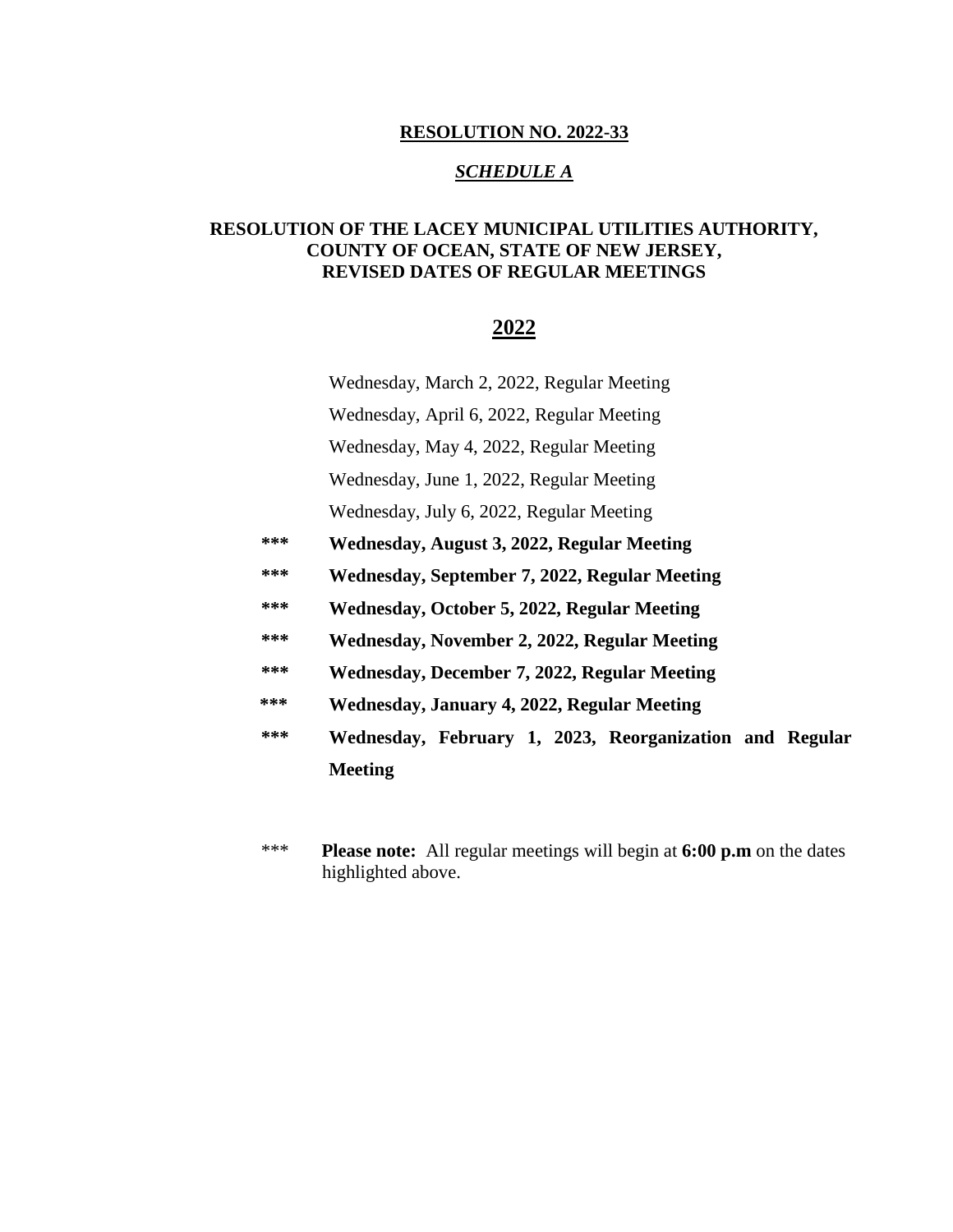**RESOLUTION NO. 2022-33**

***SCHEDULE A***

**RESOLUTION OF THE LACEY MUNICIPAL UTILITIES AUTHORITY, COUNTY OF OCEAN, STATE OF NEW JERSEY, REVISED DATES OF REGULAR MEETINGS**

## 2022

Wednesday, March 2, 2022, Regular Meeting

Wednesday, April 6, 2022, Regular Meeting

Wednesday, May 4, 2022, Regular Meeting

Wednesday, June 1, 2022, Regular Meeting

Wednesday, July 6, 2022, Regular Meeting

**\*\*\* Wednesday, August 3, 2022, Regular Meeting**

**\*\*\* Wednesday, September 7, 2022, Regular Meeting**

**\*\*\* Wednesday, October 5, 2022, Regular Meeting**

**\*\*\* Wednesday, November 2, 2022, Regular Meeting**

**\*\*\* Wednesday, December 7, 2022, Regular Meeting**

**\*\*\* Wednesday, January 4, 2022, Regular Meeting**

**\*\*\* Wednesday, February 1, 2023, Reorganization and Regular Meeting**

\*\*\* **Please note:** All regular meetings will begin at **6:00 p.m** on the dates highlighted above.